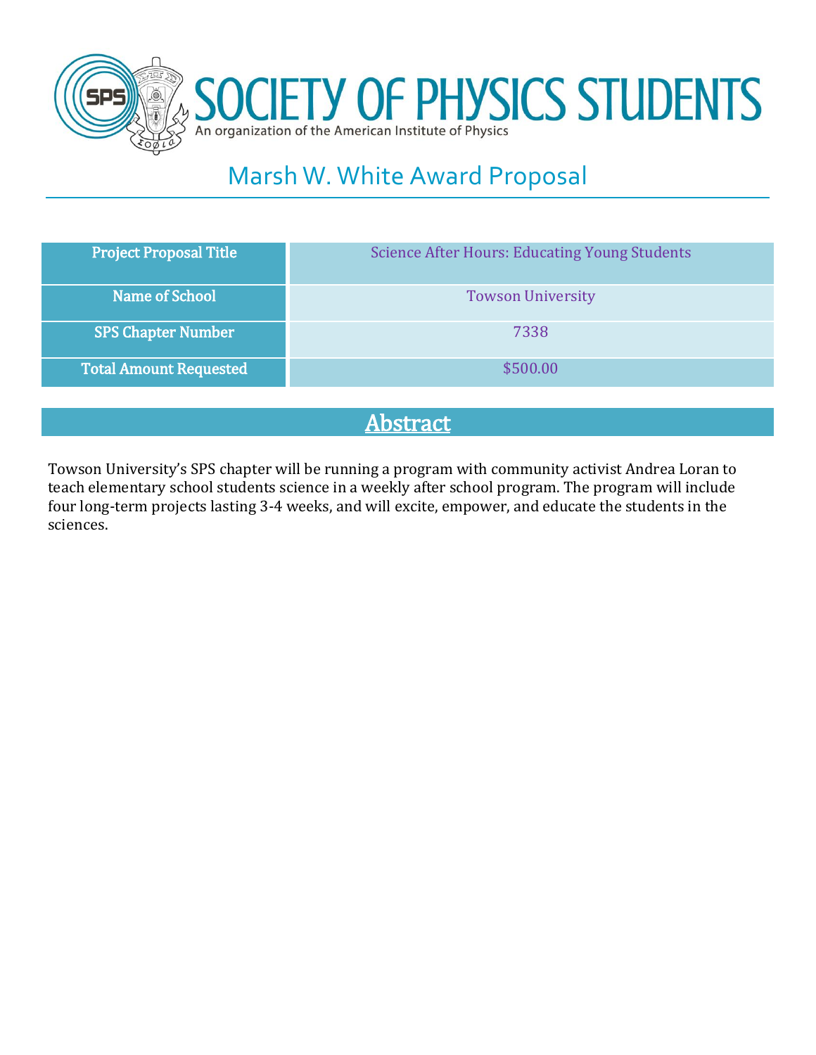# SOCIETY OF PHYSICS STUDENTS

An organization of the American Institute of Physics

## Marsh W. White Award Proposal

| Project Proposal Title | Science After Hours: Educating Young Students |
|---|---|
| Name of School | Towson University |
| SPS Chapter Number | 7338 |
| Total Amount Requested | $500.00 |

## Abstract

Towson University's SPS chapter will be running a program with community activist Andrea Loran to teach elementary school students science in a weekly after school program. The program will include four long-term projects lasting 3-4 weeks, and will excite, empower, and educate the students in the sciences.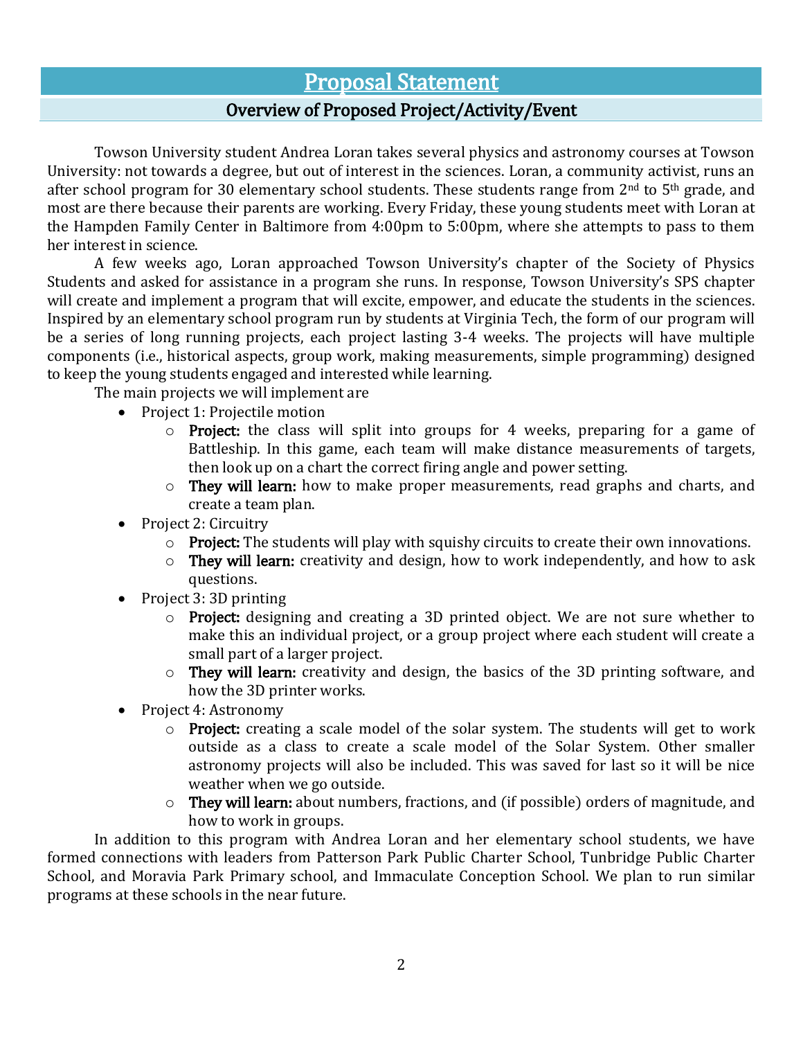# Proposal Statement

## Overview of Proposed Project/Activity/Event

Towson University student Andrea Loran takes several physics and astronomy courses at Towson University: not towards a degree, but out of interest in the sciences. Loran, a community activist, runs an after school program for 30 elementary school students. These students range from 2nd to 5th grade, and most are there because their parents are working. Every Friday, these young students meet with Loran at the Hampden Family Center in Baltimore from 4:00pm to 5:00pm, where she attempts to pass to them her interest in science.

A few weeks ago, Loran approached Towson University's chapter of the Society of Physics Students and asked for assistance in a program she runs. In response, Towson University's SPS chapter will create and implement a program that will excite, empower, and educate the students in the sciences. Inspired by an elementary school program run by students at Virginia Tech, the form of our program will be a series of long running projects, each project lasting 3-4 weeks. The projects will have multiple components (i.e., historical aspects, group work, making measurements, simple programming) designed to keep the young students engaged and interested while learning.

The main projects we will implement are

- Project 1: Projectile motion
  - **Project:** the class will split into groups for 4 weeks, preparing for a game of Battleship. In this game, each team will make distance measurements of targets, then look up on a chart the correct firing angle and power setting.
  - **They will learn:** how to make proper measurements, read graphs and charts, and create a team plan.
- Project 2: Circuitry
  - **Project:** The students will play with squishy circuits to create their own innovations.
  - **They will learn:** creativity and design, how to work independently, and how to ask questions.
- Project 3: 3D printing
  - **Project:** designing and creating a 3D printed object. We are not sure whether to make this an individual project, or a group project where each student will create a small part of a larger project.
  - **They will learn:** creativity and design, the basics of the 3D printing software, and how the 3D printer works.
- Project 4: Astronomy
  - **Project:** creating a scale model of the solar system. The students will get to work outside as a class to create a scale model of the Solar System. Other smaller astronomy projects will also be included. This was saved for last so it will be nice weather when we go outside.
  - **They will learn:** about numbers, fractions, and (if possible) orders of magnitude, and how to work in groups.

In addition to this program with Andrea Loran and her elementary school students, we have formed connections with leaders from Patterson Park Public Charter School, Tunbridge Public Charter School, and Moravia Park Primary school, and Immaculate Conception School. We plan to run similar programs at these schools in the near future.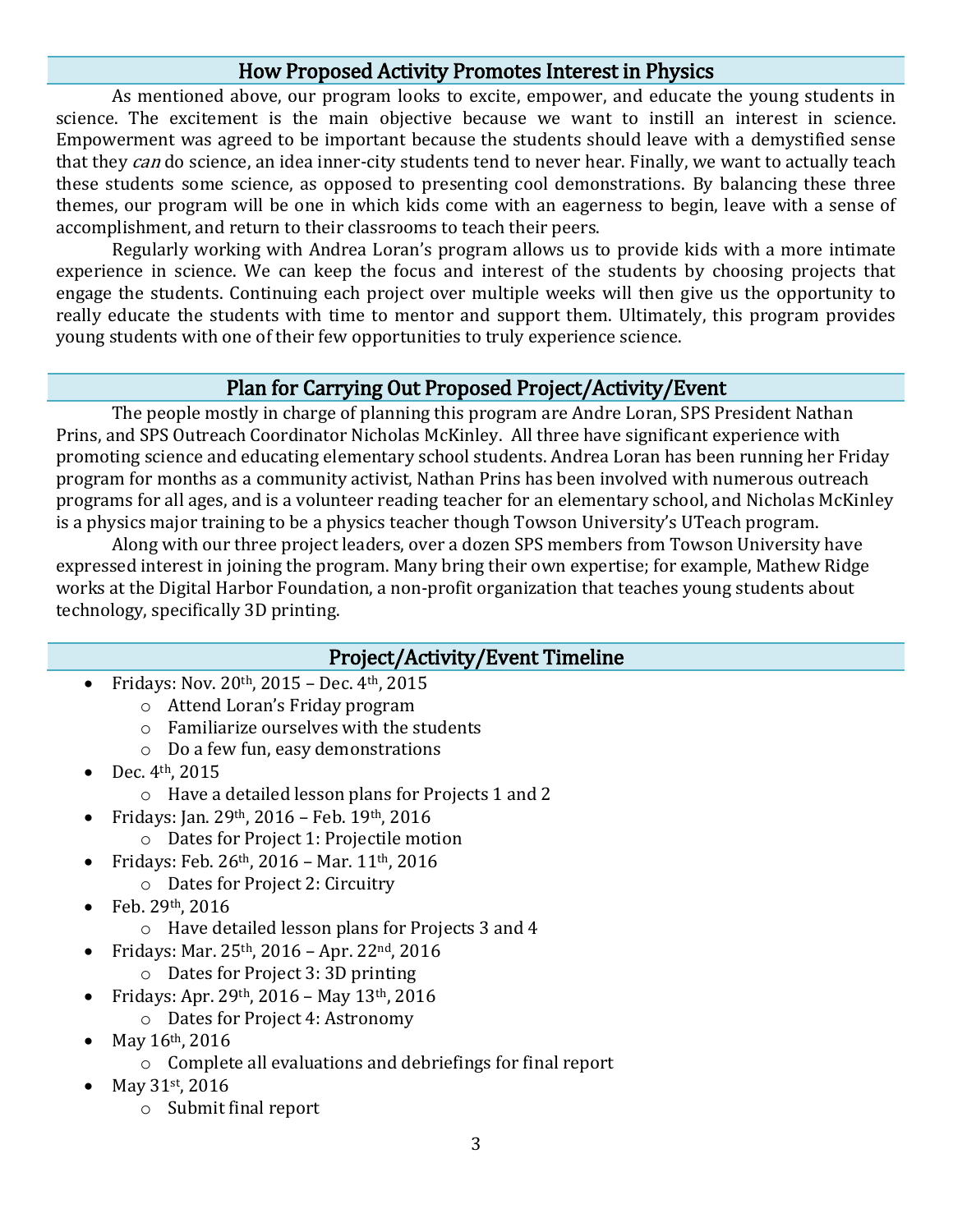## How Proposed Activity Promotes Interest in Physics

As mentioned above, our program looks to excite, empower, and educate the young students in science. The excitement is the main objective because we want to instill an interest in science. Empowerment was agreed to be important because the students should leave with a demystified sense that they *can* do science, an idea inner-city students tend to never hear. Finally, we want to actually teach these students some science, as opposed to presenting cool demonstrations. By balancing these three themes, our program will be one in which kids come with an eagerness to begin, leave with a sense of accomplishment, and return to their classrooms to teach their peers.

Regularly working with Andrea Loran's program allows us to provide kids with a more intimate experience in science. We can keep the focus and interest of the students by choosing projects that engage the students. Continuing each project over multiple weeks will then give us the opportunity to really educate the students with time to mentor and support them. Ultimately, this program provides young students with one of their few opportunities to truly experience science.

## Plan for Carrying Out Proposed Project/Activity/Event

The people mostly in charge of planning this program are Andre Loran, SPS President Nathan Prins, and SPS Outreach Coordinator Nicholas McKinley. All three have significant experience with promoting science and educating elementary school students. Andrea Loran has been running her Friday program for months as a community activist, Nathan Prins has been involved with numerous outreach programs for all ages, and is a volunteer reading teacher for an elementary school, and Nicholas McKinley is a physics major training to be a physics teacher though Towson University's UTeach program.

Along with our three project leaders, over a dozen SPS members from Towson University have expressed interest in joining the program. Many bring their own expertise; for example, Mathew Ridge works at the Digital Harbor Foundation, a non-profit organization that teaches young students about technology, specifically 3D printing.

## Project/Activity/Event Timeline

- Fridays: Nov. 20th, 2015 – Dec. 4th, 2015
  - Attend Loran's Friday program
  - Familiarize ourselves with the students
  - Do a few fun, easy demonstrations
- Dec. 4th, 2015
  - Have a detailed lesson plans for Projects 1 and 2
- Fridays: Jan. 29th, 2016 – Feb. 19th, 2016
  - Dates for Project 1: Projectile motion
- Fridays: Feb. 26th, 2016 – Mar. 11th, 2016
  - Dates for Project 2: Circuitry
- Feb. 29th, 2016
  - Have detailed lesson plans for Projects 3 and 4
- Fridays: Mar. 25th, 2016 – Apr. 22nd, 2016
  - Dates for Project 3: 3D printing
- Fridays: Apr. 29th, 2016 – May 13th, 2016
  - Dates for Project 4: Astronomy
- May 16th, 2016
  - Complete all evaluations and debriefings for final report
- May 31st, 2016
  - Submit final report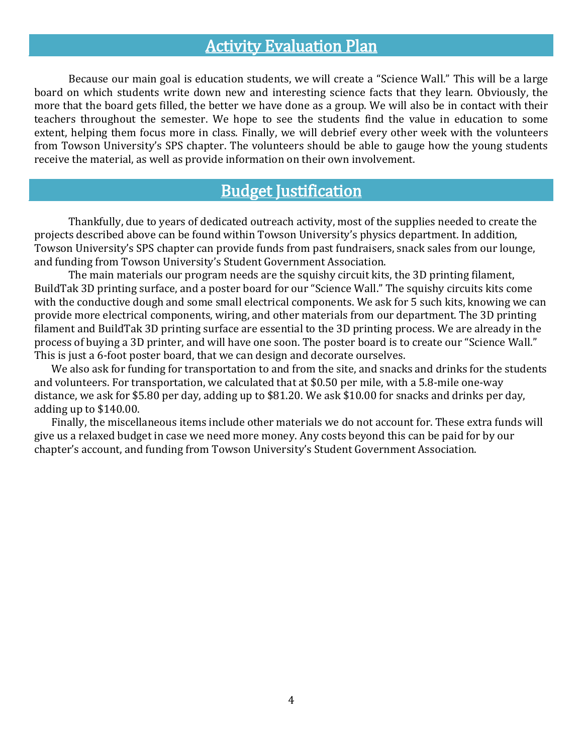## Activity Evaluation Plan

Because our main goal is education students, we will create a "Science Wall." This will be a large board on which students write down new and interesting science facts that they learn. Obviously, the more that the board gets filled, the better we have done as a group. We will also be in contact with their teachers throughout the semester. We hope to see the students find the value in education to some extent, helping them focus more in class. Finally, we will debrief every other week with the volunteers from Towson University's SPS chapter. The volunteers should be able to gauge how the young students receive the material, as well as provide information on their own involvement.

## Budget Justification

Thankfully, due to years of dedicated outreach activity, most of the supplies needed to create the projects described above can be found within Towson University's physics department. In addition, Towson University's SPS chapter can provide funds from past fundraisers, snack sales from our lounge, and funding from Towson University's Student Government Association.

The main materials our program needs are the squishy circuit kits, the 3D printing filament, BuildTak 3D printing surface, and a poster board for our "Science Wall." The squishy circuits kits come with the conductive dough and some small electrical components. We ask for 5 such kits, knowing we can provide more electrical components, wiring, and other materials from our department. The 3D printing filament and BuildTak 3D printing surface are essential to the 3D printing process. We are already in the process of buying a 3D printer, and will have one soon. The poster board is to create our "Science Wall." This is just a 6-foot poster board, that we can design and decorate ourselves.

We also ask for funding for transportation to and from the site, and snacks and drinks for the students and volunteers. For transportation, we calculated that at $0.50 per mile, with a 5.8-mile one-way distance, we ask for $5.80 per day, adding up to $81.20. We ask $10.00 for snacks and drinks per day, adding up to $140.00.

Finally, the miscellaneous items include other materials we do not account for. These extra funds will give us a relaxed budget in case we need more money. Any costs beyond this can be paid for by our chapter's account, and funding from Towson University's Student Government Association.